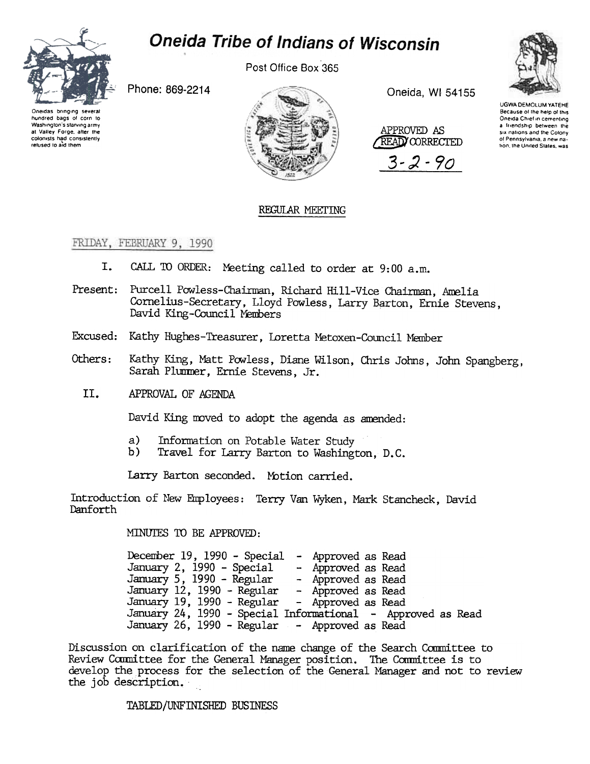# Oneida Tribe of Indians of Wisconsin

Post Office Box 365

Phone: 869-2214

Oneida, WI 54155

Oneidas bringing several hundred bags of corn to Washington's starving army at Valley Forge, after the colonists had consistently refused to aid them

UGWA DEMOLUM YATEHE Because of the help of this Oneida Chief in cementing a friendship between the six nations and the Colony of Pennsylvania, a new nation, the United States, was

APPROVED AS READ/CORRECTED 3-2-90

## REGULAR MEETING

FRIDAY, FEBRUARY 9, 1990

I. CALL TO ORDER: Meeting called to order at 9:00 a.m.

Present: Purcell Powless-Chairman, Richard Hill-Vice Chairman, Amelia Cornelius-Secretary, Lloyd Powless, Larry Barton, Ernie Stevens, David King-Council Members

Excused: Kathy Hughes-Treasurer, Loretta Metoxen-Council Member

Others: Kathy King, Matt Powless, Diane Wilson, Chris Johns, John Spangberg, Sarah Plummer, Ernie Stevens, Jr.

II. APPROVAL OF AGENDA

David King moved to adopt the agenda as amended:

a) Information on Potable Water Study
b) Travel for Larry Barton to Washington, D.C.

Larry Barton seconded. Motion carried.

Introduction of New Employees: Terry Van Wyken, Mark Stancheck, David Danforth

MINUTES TO BE APPROVED:

December 19, 1990 - Special - Approved as Read
January 2, 1990 - Special - Approved as Read
January 5, 1990 - Regular - Approved as Read
January 12, 1990 - Regular - Approved as Read
January 19, 1990 - Regular - Approved as Read
January 24, 1990 - Special Informational - Approved as Read
January 26, 1990 - Regular - Approved as Read

Discussion on clarification of the name change of the Search Committee to Review Committee for the General Manager position. The Committee is to develop the process for the selection of the General Manager and not to review the job description.

TABLED/UNFINISHED BUSINESS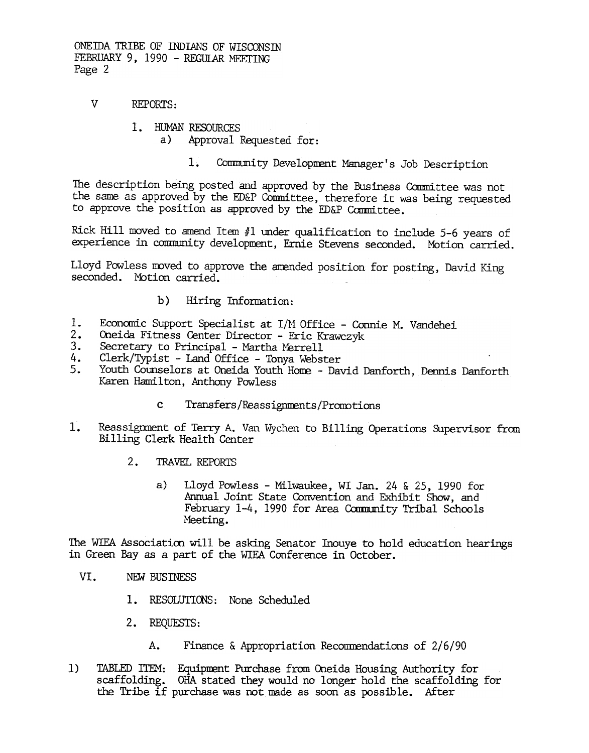V REPORTS:

1. HUMAN RESOURCES
   a) Approval Requested for:

      1. Community Development Manager's Job Description

The description being posted and approved by the Business Committee was not the same as approved by the ED&P Committee, therefore it was being requested to approve the position as approved by the ED&P Committee.

Rick Hill moved to amend Item #1 under qualification to include 5-6 years of experience in community development, Ernie Stevens seconded. Motion carried.

Lloyd Powless moved to approve the amended position for posting, David King seconded. Motion carried.

   b) Hiring Information:

1. Economic Support Specialist at I/M Office - Connie M. Vandehei
2. Oneida Fitness Center Director - Eric Krawczyk
3. Secretary to Principal - Martha Merrell
4. Clerk/Typist - Land Office - Tonya Webster
5. Youth Counselors at Oneida Youth Home - David Danforth, Dennis Danforth Karen Hamilton, Anthony Powless

   c Transfers/Reassignments/Promotions

1. Reassignment of Terry A. Van Wychen to Billing Operations Supervisor from Billing Clerk Health Center

2. TRAVEL REPORTS

   a) Lloyd Powless - Milwaukee, WI Jan. 24 & 25, 1990 for Annual Joint State Convention and Exhibit Show, and February 1-4, 1990 for Area Community Tribal Schools Meeting.

The WIEA Association will be asking Senator Inouye to hold education hearings in Green Bay as a part of the WIEA Conference in October.

VI. NEW BUSINESS

1. RESOLUTIONS: None Scheduled

2. REQUESTS:

   A. Finance & Appropriation Recommendations of 2/6/90

1) TABLED ITEM: Equipment Purchase from Oneida Housing Authority for scaffolding. OHA stated they would no longer hold the scaffolding for the Tribe if purchase was not made as soon as possible. After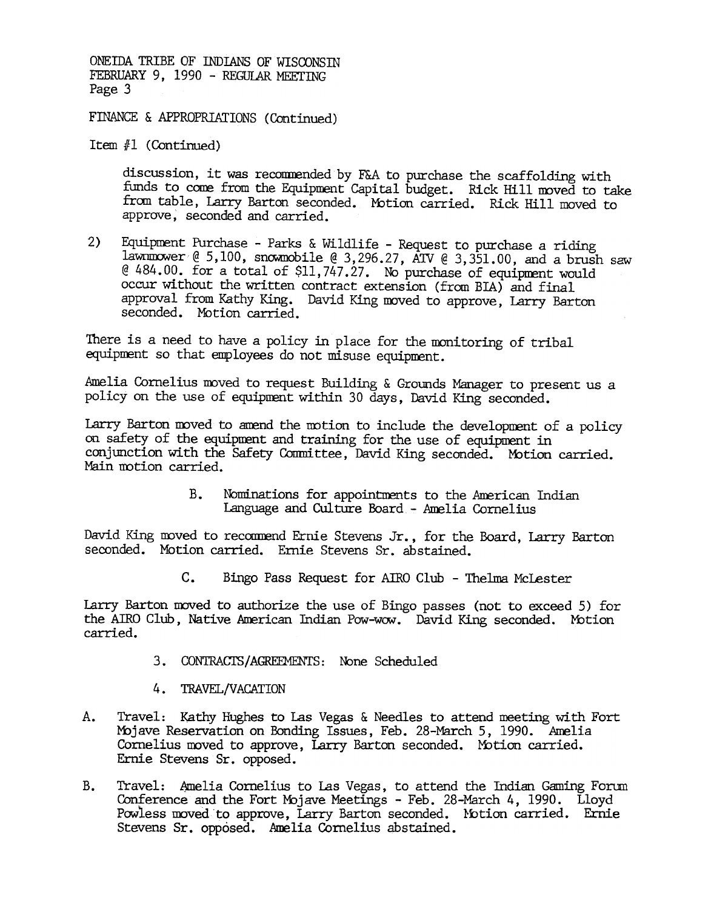FINANCE & APPROPRIATIONS (Continued)

Item #1 (Continued)

discussion, it was recommended by F&A to purchase the scaffolding with funds to come from the Equipment Capital budget. Rick Hill moved to take from table, Larry Barton seconded. Motion carried. Rick Hill moved to approve, seconded and carried.

2) Equipment Purchase - Parks & Wildlife - Request to purchase a riding lawnmower @ 5,100, snowmobile @ 3,296.27, ATV @ 3,351.00, and a brush saw @ 484.00. for a total of $11,747.27. No purchase of equipment would occur without the written contract extension (from BIA) and final approval from Kathy King. David King moved to approve, Larry Barton seconded. Motion carried.

There is a need to have a policy in place for the monitoring of tribal equipment so that employees do not misuse equipment.

Amelia Cornelius moved to request Building & Grounds Manager to present us a policy on the use of equipment within 30 days, David King seconded.

Larry Barton moved to amend the motion to include the development of a policy on safety of the equipment and training for the use of equipment in conjunction with the Safety Committee, David King seconded. Motion carried. Main motion carried.

B. Nominations for appointments to the American Indian Language and Culture Board - Amelia Cornelius

David King moved to recommend Ernie Stevens Jr., for the Board, Larry Barton seconded. Motion carried. Ernie Stevens Sr. abstained.

C. Bingo Pass Request for AIRO Club - Thelma McLester

Larry Barton moved to authorize the use of Bingo passes (not to exceed 5) for the AIRO Club, Native American Indian Pow-wow. David King seconded. Motion carried.

3. CONTRACTS/AGREEMENTS: None Scheduled

4. TRAVEL/VACATION

A. Travel: Kathy Hughes to Las Vegas & Needles to attend meeting with Fort Mojave Reservation on Bonding Issues, Feb. 28-March 5, 1990. Amelia Cornelius moved to approve, Larry Barton seconded. Motion carried. Ernie Stevens Sr. opposed.

B. Travel: Amelia Cornelius to Las Vegas, to attend the Indian Gaming Forum Conference and the Fort Mojave Meetings - Feb. 28-March 4, 1990. Lloyd Powless moved to approve, Larry Barton seconded. Motion carried. Ernie Stevens Sr. opposed. Amelia Cornelius abstained.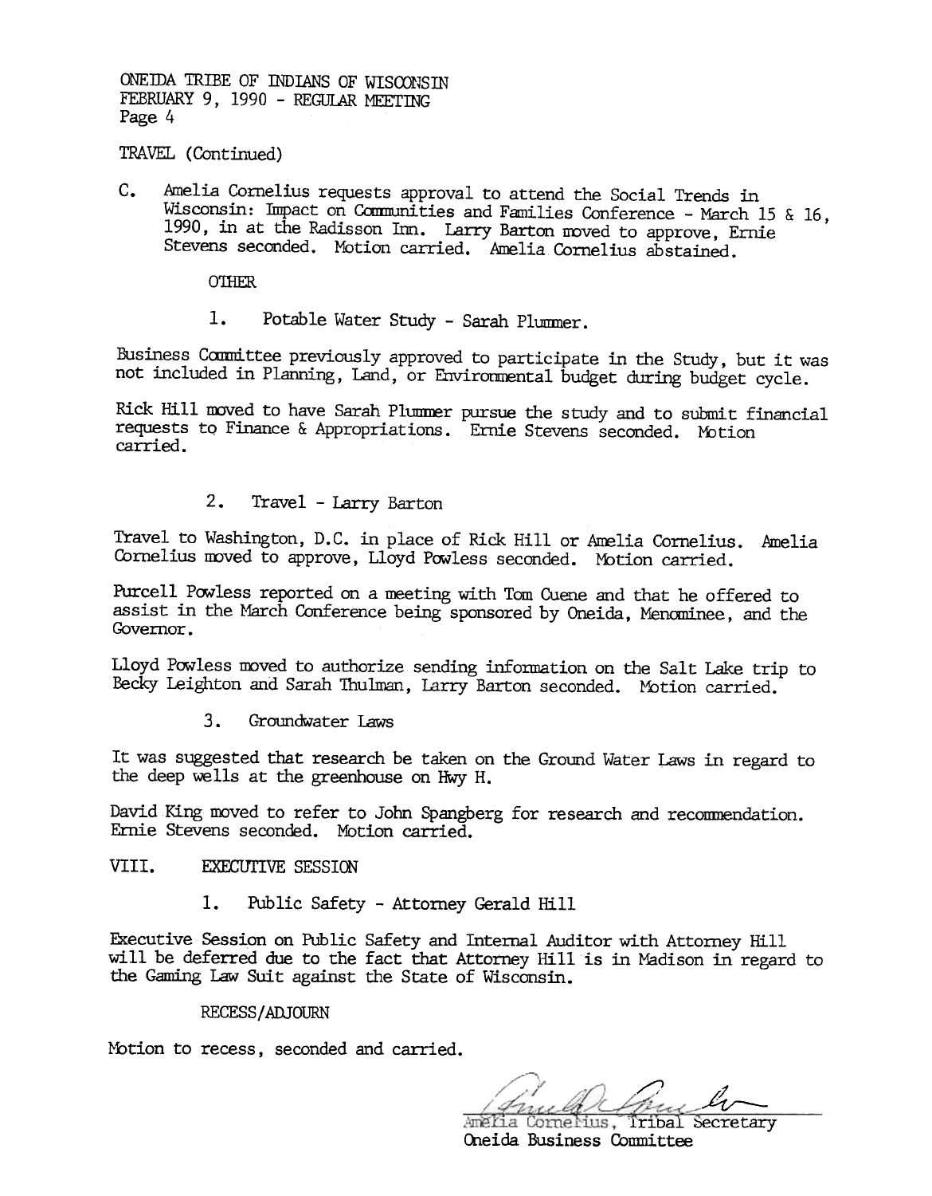TRAVEL (Continued)

C. Amelia Cornelius requests approval to attend the Social Trends in Wisconsin: Impact on Communities and Families Conference - March 15 & 16, 1990, in at the Radisson Inn. Larry Barton moved to approve, Ernie Stevens seconded. Motion carried. Amelia Cornelius abstained.

OTHER

1. Potable Water Study - Sarah Plummer.

Business Committee previously approved to participate in the Study, but it was not included in Planning, Land, or Environmental budget during budget cycle.

Rick Hill moved to have Sarah Plummer pursue the study and to submit financial requests to Finance & Appropriations. Ernie Stevens seconded. Motion carried.

2. Travel - Larry Barton

Travel to Washington, D.C. in place of Rick Hill or Amelia Cornelius. Amelia Cornelius moved to approve, Lloyd Powless seconded. Motion carried.

Purcell Powless reported on a meeting with Tom Cuene and that he offered to assist in the March Conference being sponsored by Oneida, Menominee, and the Governor.

Lloyd Powless moved to authorize sending information on the Salt Lake trip to Becky Leighton and Sarah Thulman, Larry Barton seconded. Motion carried.

3. Groundwater Laws

It was suggested that research be taken on the Ground Water Laws in regard to the deep wells at the greenhouse on Hwy H.

David King moved to refer to John Spangberg for research and recommendation. Ernie Stevens seconded. Motion carried.

VIII. EXECUTIVE SESSION

1. Public Safety - Attorney Gerald Hill

Executive Session on Public Safety and Internal Auditor with Attorney Hill will be deferred due to the fact that Attorney Hill is in Madison in regard to the Gaming Law Suit against the State of Wisconsin.

RECESS/ADJOURN

Motion to recess, seconded and carried.

Amelia Cornelius, Tribal Secretary
Oneida Business Committee